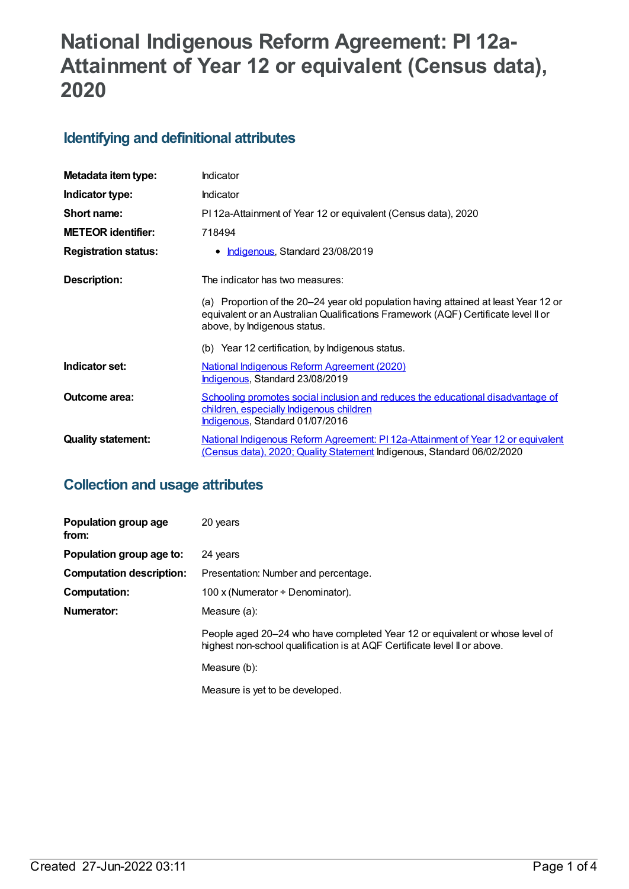# National Indigenous Reform Agreement: PI 12a-Attainment of Year 12 or equivalent (Census data), 2020

## Identifying and definitional attributes

| | |
|---|---|
| **Metadata item type:** | Indicator |
| **Indicator type:** | Indicator |
| **Short name:** | PI 12a-Attainment of Year 12 or equivalent (Census data), 2020 |
| **METEOR identifier:** | 718494 |
| **Registration status:** | • Indigenous, Standard 23/08/2019 |
| **Description:** | The indicator has two measures:<br><br>(a) Proportion of the 20–24 year old population having attained at least Year 12 or equivalent or an Australian Qualifications Framework (AQF) Certificate level II or above, by Indigenous status.<br><br>(b) Year 12 certification, by Indigenous status. |
| **Indicator set:** | National Indigenous Reform Agreement (2020)<br>Indigenous, Standard 23/08/2019 |
| **Outcome area:** | Schooling promotes social inclusion and reduces the educational disadvantage of children, especially Indigenous children<br>Indigenous, Standard 01/07/2016 |
| **Quality statement:** | National Indigenous Reform Agreement: PI 12a-Attainment of Year 12 or equivalent (Census data), 2020; Quality Statement Indigenous, Standard 06/02/2020 |

## Collection and usage attributes

| | |
|---|---|
| **Population group age from:** | 20 years |
| **Population group age to:** | 24 years |
| **Computation description:** | Presentation: Number and percentage. |
| **Computation:** | 100 x (Numerator ÷ Denominator). |
| **Numerator:** | Measure (a):<br><br>People aged 20–24 who have completed Year 12 or equivalent or whose level of highest non-school qualification is at AQF Certificate level II or above.<br><br>Measure (b):<br><br>Measure is yet to be developed. |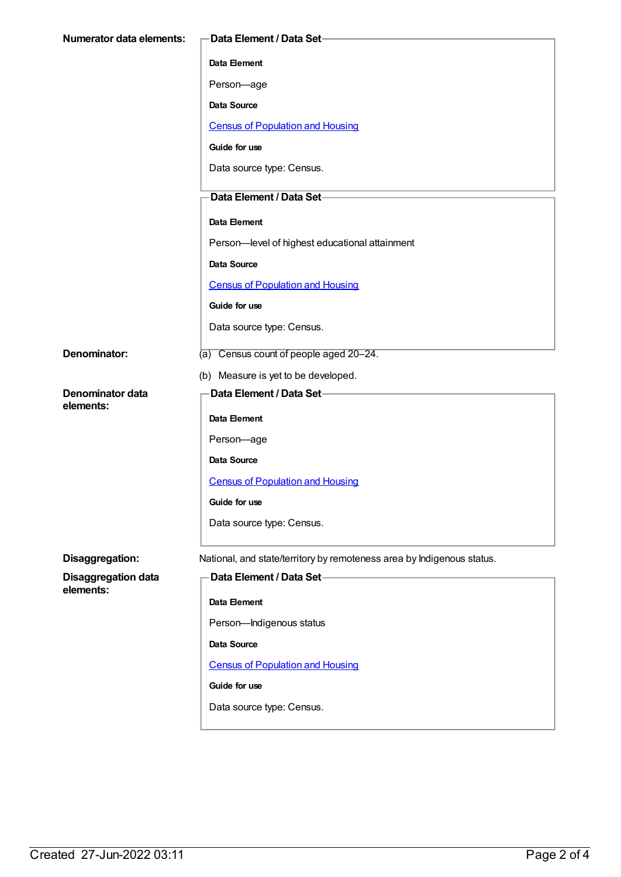**Numerator data elements:**

**Data Element / Data Set**

**Data Element**

Person—age

**Data Source**

[Census of Population and Housing]

**Guide for use**

Data source type: Census.

**Data Element / Data Set**

**Data Element**

Person—level of highest educational attainment

**Data Source**

[Census of Population and Housing]

**Guide for use**

Data source type: Census.

**Denominator:**

(a) Census count of people aged 20–24.

(b) Measure is yet to be developed.

**Denominator data elements:**

**Data Element / Data Set**

**Data Element**

Person—age

**Data Source**

[Census of Population and Housing]

**Guide for use**

Data source type: Census.

**Disaggregation:**

National, and state/territory by remoteness area by Indigenous status.

**Disaggregation data elements:**

**Data Element / Data Set**

**Data Element**

Person—Indigenous status

**Data Source**

[Census of Population and Housing]

**Guide for use**

Data source type: Census.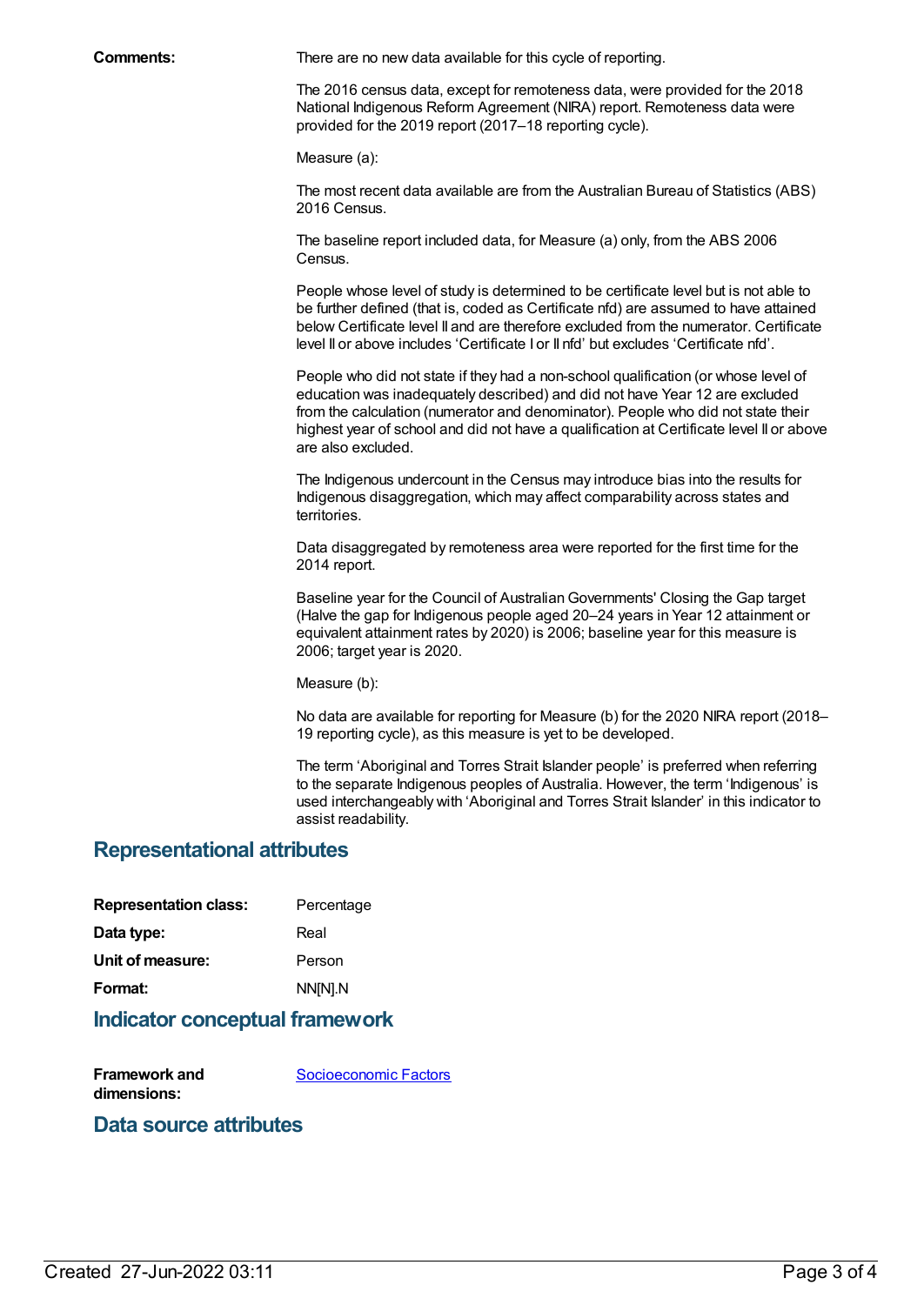**Comments:**

There are no new data available for this cycle of reporting.

The 2016 census data, except for remoteness data, were provided for the 2018 National Indigenous Reform Agreement (NIRA) report. Remoteness data were provided for the 2019 report (2017–18 reporting cycle).

Measure (a):

The most recent data available are from the Australian Bureau of Statistics (ABS) 2016 Census.

The baseline report included data, for Measure (a) only, from the ABS 2006 Census.

People whose level of study is determined to be certificate level but is not able to be further defined (that is, coded as Certificate nfd) are assumed to have attained below Certificate level II and are therefore excluded from the numerator. Certificate level II or above includes 'Certificate I or II nfd' but excludes 'Certificate nfd'.

People who did not state if they had a non-school qualification (or whose level of education was inadequately described) and did not have Year 12 are excluded from the calculation (numerator and denominator). People who did not state their highest year of school and did not have a qualification at Certificate level II or above are also excluded.

The Indigenous undercount in the Census may introduce bias into the results for Indigenous disaggregation, which may affect comparability across states and territories.

Data disaggregated by remoteness area were reported for the first time for the 2014 report.

Baseline year for the Council of Australian Governments' Closing the Gap target (Halve the gap for Indigenous people aged 20–24 years in Year 12 attainment or equivalent attainment rates by 2020) is 2006; baseline year for this measure is 2006; target year is 2020.

Measure (b):

No data are available for reporting for Measure (b) for the 2020 NIRA report (2018–19 reporting cycle), as this measure is yet to be developed.

The term 'Aboriginal and Torres Strait Islander people' is preferred when referring to the separate Indigenous peoples of Australia. However, the term 'Indigenous' is used interchangeably with 'Aboriginal and Torres Strait Islander' in this indicator to assist readability.

## Representational attributes

**Representation class:** Percentage

**Data type:** Real

**Unit of measure:** Person

**Format:** NN[N].N

## Indicator conceptual framework

**Framework and dimensions:** Socioeconomic Factors

## Data source attributes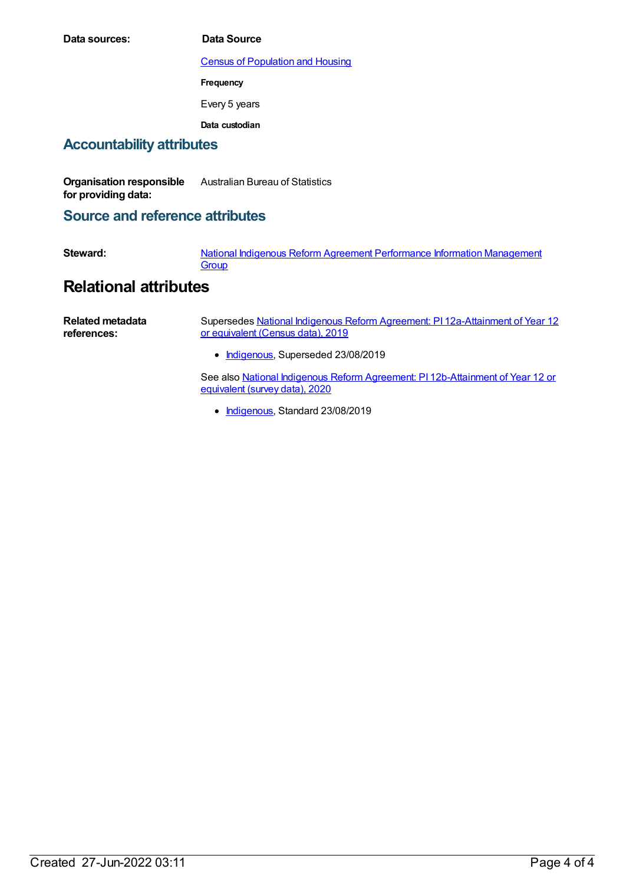**Data sources:**

**Data Source**

Census of Population and Housing

**Frequency**

Every 5 years

**Data custodian**

## Accountability attributes

**Organisation responsible for providing data:** Australian Bureau of Statistics

## Source and reference attributes

**Steward:** National Indigenous Reform Agreement Performance Information Management Group

# Relational attributes

**Related metadata references:**

Supersedes National Indigenous Reform Agreement: PI 12a-Attainment of Year 12 or equivalent (Census data), 2019

- Indigenous, Superseded 23/08/2019

See also National Indigenous Reform Agreement: PI 12b-Attainment of Year 12 or equivalent (survey data), 2020

- Indigenous, Standard 23/08/2019